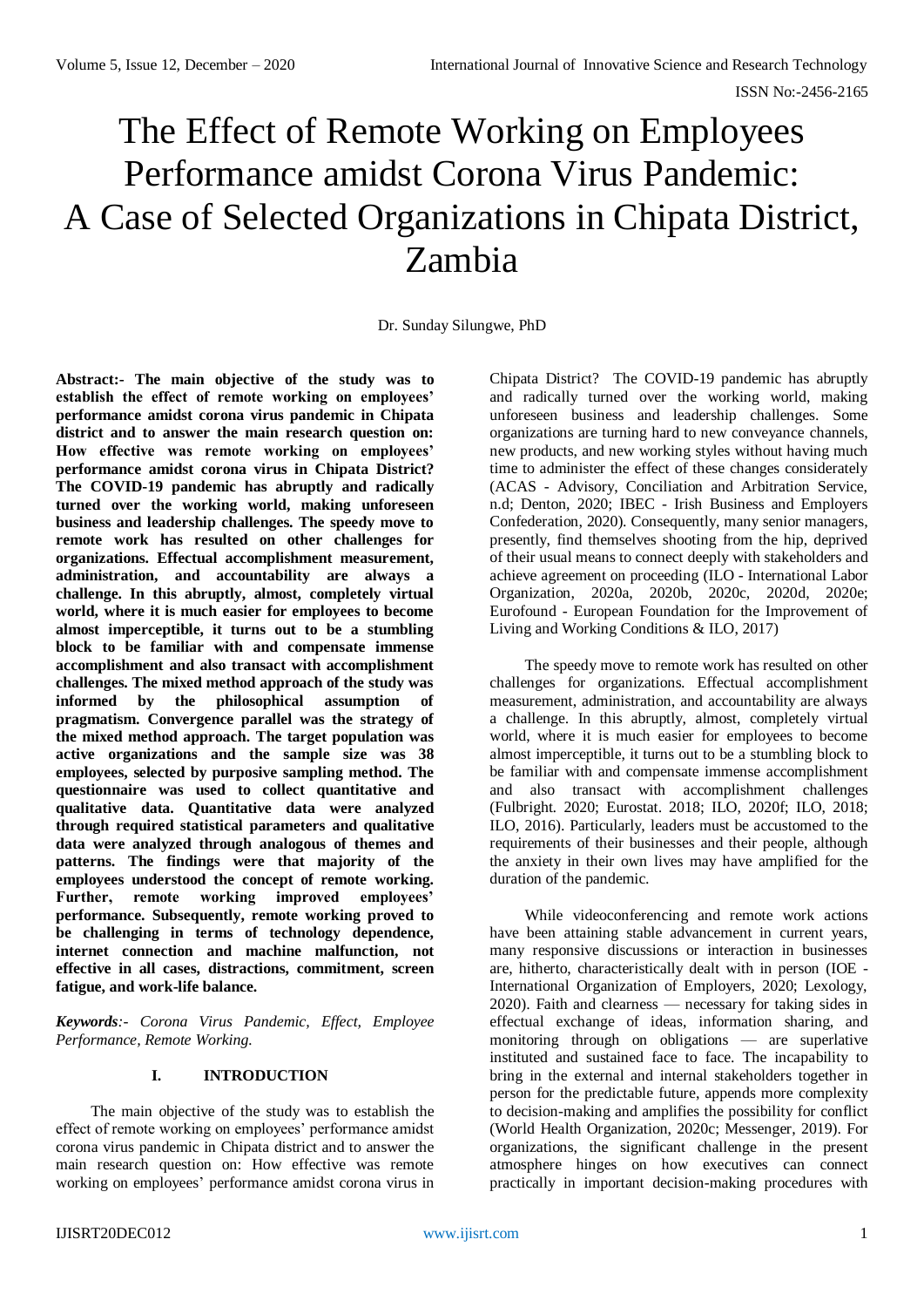# The Effect of Remote Working on Employees Performance amidst Corona Virus Pandemic: A Case of Selected Organizations in Chipata District, Zambia

Dr. Sunday Silungwe, PhD

**Abstract:- The main objective of the study was to establish the effect of remote working on employees' performance amidst corona virus pandemic in Chipata district and to answer the main research question on: How effective was remote working on employees' performance amidst corona virus in Chipata District? The COVID-19 pandemic has abruptly and radically turned over the working world, making unforeseen business and leadership challenges. The speedy move to remote work has resulted on other challenges for organizations. Effectual accomplishment measurement, administration, and accountability are always a challenge. In this abruptly, almost, completely virtual world, where it is much easier for employees to become almost imperceptible, it turns out to be a stumbling block to be familiar with and compensate immense accomplishment and also transact with accomplishment challenges. The mixed method approach of the study was informed by the philosophical assumption of pragmatism. Convergence parallel was the strategy of the mixed method approach. The target population was active organizations and the sample size was 38 employees, selected by purposive sampling method. The questionnaire was used to collect quantitative and qualitative data. Quantitative data were analyzed through required statistical parameters and qualitative data were analyzed through analogous of themes and patterns. The findings were that majority of the employees understood the concept of remote working. Further, remote working improved employees' performance. Subsequently, remote working proved to be challenging in terms of technology dependence, internet connection and machine malfunction, not effective in all cases, distractions, commitment, screen fatigue, and work-life balance.**

***Keywords**:- Corona Virus Pandemic, Effect, Employee Performance, Remote Working.*

## I. INTRODUCTION

The main objective of the study was to establish the effect of remote working on employees' performance amidst corona virus pandemic in Chipata district and to answer the main research question on: How effective was remote working on employees' performance amidst corona virus in Chipata District? The COVID-19 pandemic has abruptly and radically turned over the working world, making unforeseen business and leadership challenges. Some organizations are turning hard to new conveyance channels, new products, and new working styles without having much time to administer the effect of these changes considerately (ACAS - Advisory, Conciliation and Arbitration Service, n.d; Denton, 2020; IBEC - Irish Business and Employers Confederation, 2020). Consequently, many senior managers, presently, find themselves shooting from the hip, deprived of their usual means to connect deeply with stakeholders and achieve agreement on proceeding (ILO - International Labor Organization, 2020a, 2020b, 2020c, 2020d, 2020e; Eurofound - European Foundation for the Improvement of Living and Working Conditions & ILO, 2017)

The speedy move to remote work has resulted on other challenges for organizations. Effectual accomplishment measurement, administration, and accountability are always a challenge. In this abruptly, almost, completely virtual world, where it is much easier for employees to become almost imperceptible, it turns out to be a stumbling block to be familiar with and compensate immense accomplishment and also transact with accomplishment challenges (Fulbright. 2020; Eurostat. 2018; ILO, 2020f; ILO, 2018; ILO, 2016). Particularly, leaders must be accustomed to the requirements of their businesses and their people, although the anxiety in their own lives may have amplified for the duration of the pandemic.

While videoconferencing and remote work actions have been attaining stable advancement in current years, many responsive discussions or interaction in businesses are, hitherto, characteristically dealt with in person (IOE - International Organization of Employers, 2020; Lexology, 2020). Faith and clearness — necessary for taking sides in effectual exchange of ideas, information sharing, and monitoring through on obligations — are superlative instituted and sustained face to face. The incapability to bring in the external and internal stakeholders together in person for the predictable future, appends more complexity to decision-making and amplifies the possibility for conflict (World Health Organization, 2020c; Messenger, 2019). For organizations, the significant challenge in the present atmosphere hinges on how executives can connect practically in important decision-making procedures with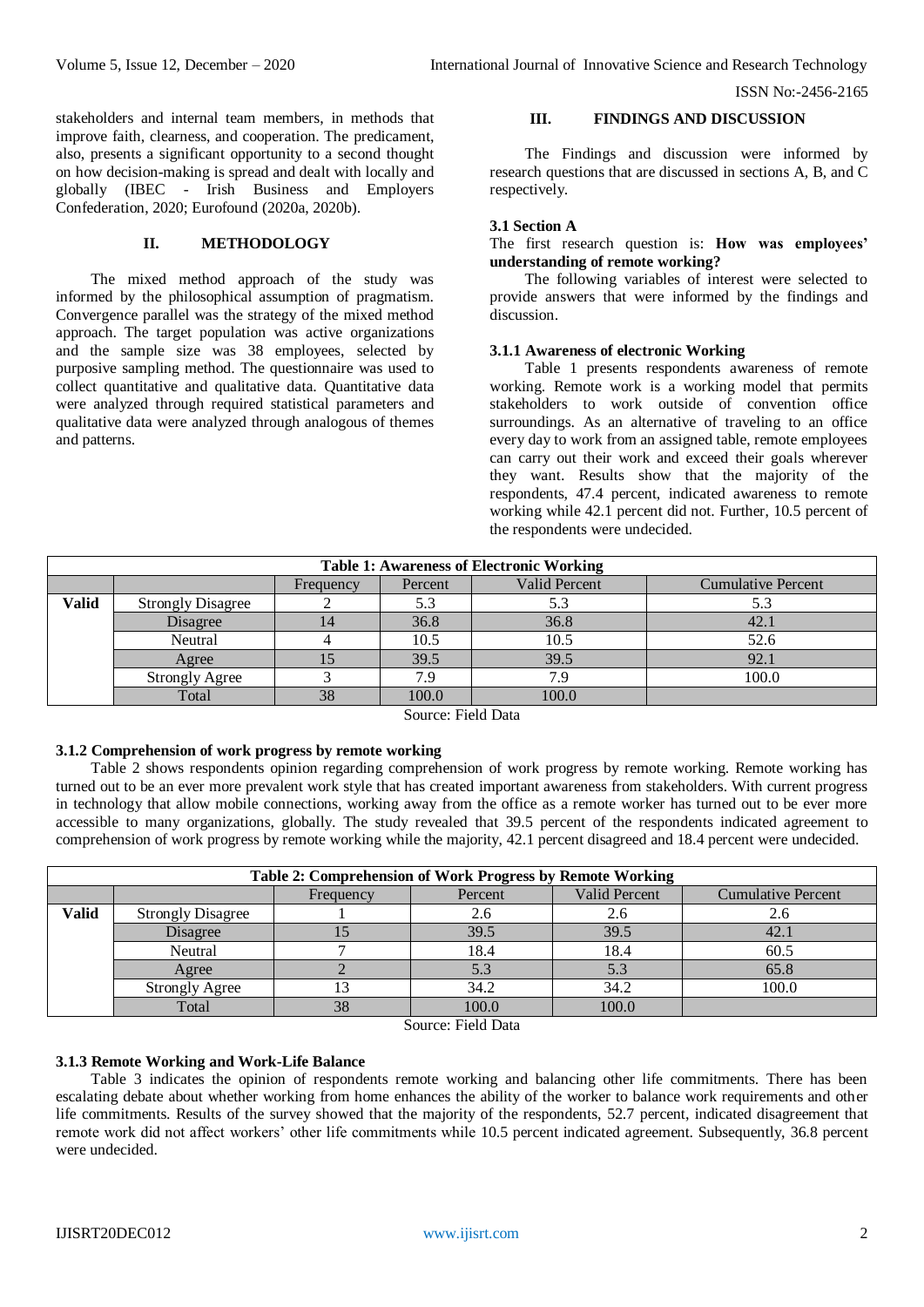stakeholders and internal team members, in methods that improve faith, clearness, and cooperation. The predicament, also, presents a significant opportunity to a second thought on how decision-making is spread and dealt with locally and globally (IBEC - Irish Business and Employers Confederation, 2020; Eurofound (2020a, 2020b).

## II. METHODOLOGY

The mixed method approach of the study was informed by the philosophical assumption of pragmatism. Convergence parallel was the strategy of the mixed method approach. The target population was active organizations and the sample size was 38 employees, selected by purposive sampling method. The questionnaire was used to collect quantitative and qualitative data. Quantitative data were analyzed through required statistical parameters and qualitative data were analyzed through analogous of themes and patterns.

## III. FINDINGS AND DISCUSSION

The Findings and discussion were informed by research questions that are discussed in sections A, B, and C respectively.

### 3.1 Section A

The first research question is: **How was employees' understanding of remote working?**

The following variables of interest were selected to provide answers that were informed by the findings and discussion.

#### 3.1.1 Awareness of electronic Working

Table 1 presents respondents awareness of remote working. Remote work is a working model that permits stakeholders to work outside of convention office surroundings. As an alternative of traveling to an office every day to work from an assigned table, remote employees can carry out their work and exceed their goals wherever they want. Results show that the majority of the respondents, 47.4 percent, indicated awareness to remote working while 42.1 percent did not. Further, 10.5 percent of the respondents were undecided.

**Table 1: Awareness of Electronic Working**

| | | Frequency | Percent | Valid Percent | Cumulative Percent |
|---|---|---|---|---|---|
| **Valid** | Strongly Disagree | 2 | 5.3 | 5.3 | 5.3 |
| | Disagree | 14 | 36.8 | 36.8 | 42.1 |
| | Neutral | 4 | 10.5 | 10.5 | 52.6 |
| | Agree | 15 | 39.5 | 39.5 | 92.1 |
| | Strongly Agree | 3 | 7.9 | 7.9 | 100.0 |
| | Total | 38 | 100.0 | 100.0 | |

Source: Field Data

#### 3.1.2 Comprehension of work progress by remote working

Table 2 shows respondents opinion regarding comprehension of work progress by remote working. Remote working has turned out to be an ever more prevalent work style that has created important awareness from stakeholders. With current progress in technology that allow mobile connections, working away from the office as a remote worker has turned out to be ever more accessible to many organizations, globally. The study revealed that 39.5 percent of the respondents indicated agreement to comprehension of work progress by remote working while the majority, 42.1 percent disagreed and 18.4 percent were undecided.

**Table 2: Comprehension of Work Progress by Remote Working**

| | | Frequency | Percent | Valid Percent | Cumulative Percent |
|---|---|---|---|---|---|
| **Valid** | Strongly Disagree | 1 | 2.6 | 2.6 | 2.6 |
| | Disagree | 15 | 39.5 | 39.5 | 42.1 |
| | Neutral | 7 | 18.4 | 18.4 | 60.5 |
| | Agree | 2 | 5.3 | 5.3 | 65.8 |
| | Strongly Agree | 13 | 34.2 | 34.2 | 100.0 |
| | Total | 38 | 100.0 | 100.0 | |

Source: Field Data

#### 3.1.3 Remote Working and Work-Life Balance

Table 3 indicates the opinion of respondents remote working and balancing other life commitments. There has been escalating debate about whether working from home enhances the ability of the worker to balance work requirements and other life commitments. Results of the survey showed that the majority of the respondents, 52.7 percent, indicated disagreement that remote work did not affect workers' other life commitments while 10.5 percent indicated agreement. Subsequently, 36.8 percent were undecided.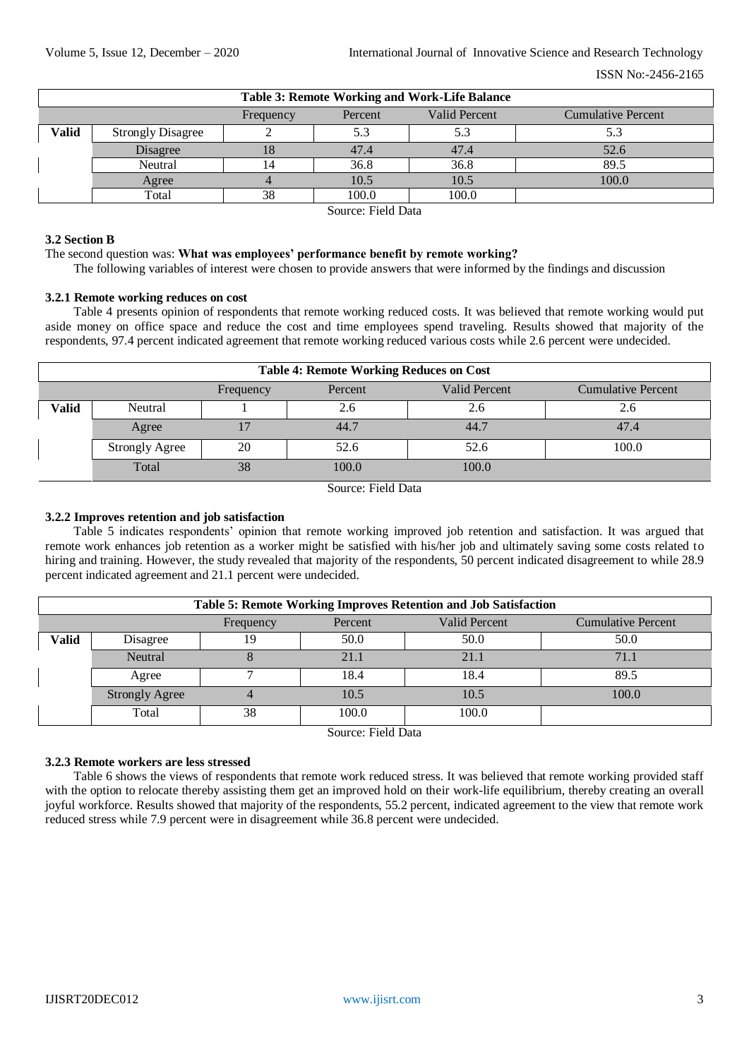| Table 3: Remote Working and Work-Life Balance | | | | | |
|---|---|---|---|---|---|
| | | Frequency | Percent | Valid Percent | Cumulative Percent |
| **Valid** | Strongly Disagree | 2 | 5.3 | 5.3 | 5.3 |
| | Disagree | 18 | 47.4 | 47.4 | 52.6 |
| | Neutral | 14 | 36.8 | 36.8 | 89.5 |
| | Agree | 4 | 10.5 | 10.5 | 100.0 |
| | Total | 38 | 100.0 | 100.0 | |

Source: Field Data

### 3.2 Section B

The second question was: **What was employees' performance benefit by remote working?**

The following variables of interest were chosen to provide answers that were informed by the findings and discussion

#### 3.2.1 Remote working reduces on cost

Table 4 presents opinion of respondents that remote working reduced costs. It was believed that remote working would put aside money on office space and reduce the cost and time employees spend traveling. Results showed that majority of the respondents, 97.4 percent indicated agreement that remote working reduced various costs while 2.6 percent were undecided.

| Table 4: Remote Working Reduces on Cost | | | | | |
|---|---|---|---|---|---|
| | | Frequency | Percent | Valid Percent | Cumulative Percent |
| **Valid** | Neutral | 1 | 2.6 | 2.6 | 2.6 |
| | Agree | 17 | 44.7 | 44.7 | 47.4 |
| | Strongly Agree | 20 | 52.6 | 52.6 | 100.0 |
| | Total | 38 | 100.0 | 100.0 | |

Source: Field Data

#### 3.2.2 Improves retention and job satisfaction

Table 5 indicates respondents' opinion that remote working improved job retention and satisfaction. It was argued that remote work enhances job retention as a worker might be satisfied with his/her job and ultimately saving some costs related to hiring and training. However, the study revealed that majority of the respondents, 50 percent indicated disagreement to while 28.9 percent indicated agreement and 21.1 percent were undecided.

| Table 5: Remote Working Improves Retention and Job Satisfaction | | | | | |
|---|---|---|---|---|---|
| | | Frequency | Percent | Valid Percent | Cumulative Percent |
| **Valid** | Disagree | 19 | 50.0 | 50.0 | 50.0 |
| | Neutral | 8 | 21.1 | 21.1 | 71.1 |
| | Agree | 7 | 18.4 | 18.4 | 89.5 |
| | Strongly Agree | 4 | 10.5 | 10.5 | 100.0 |
| | Total | 38 | 100.0 | 100.0 | |

Source: Field Data

#### 3.2.3 Remote workers are less stressed

Table 6 shows the views of respondents that remote work reduced stress. It was believed that remote working provided staff with the option to relocate thereby assisting them get an improved hold on their work-life equilibrium, thereby creating an overall joyful workforce. Results showed that majority of the respondents, 55.2 percent, indicated agreement to the view that remote work reduced stress while 7.9 percent were in disagreement while 36.8 percent were undecided.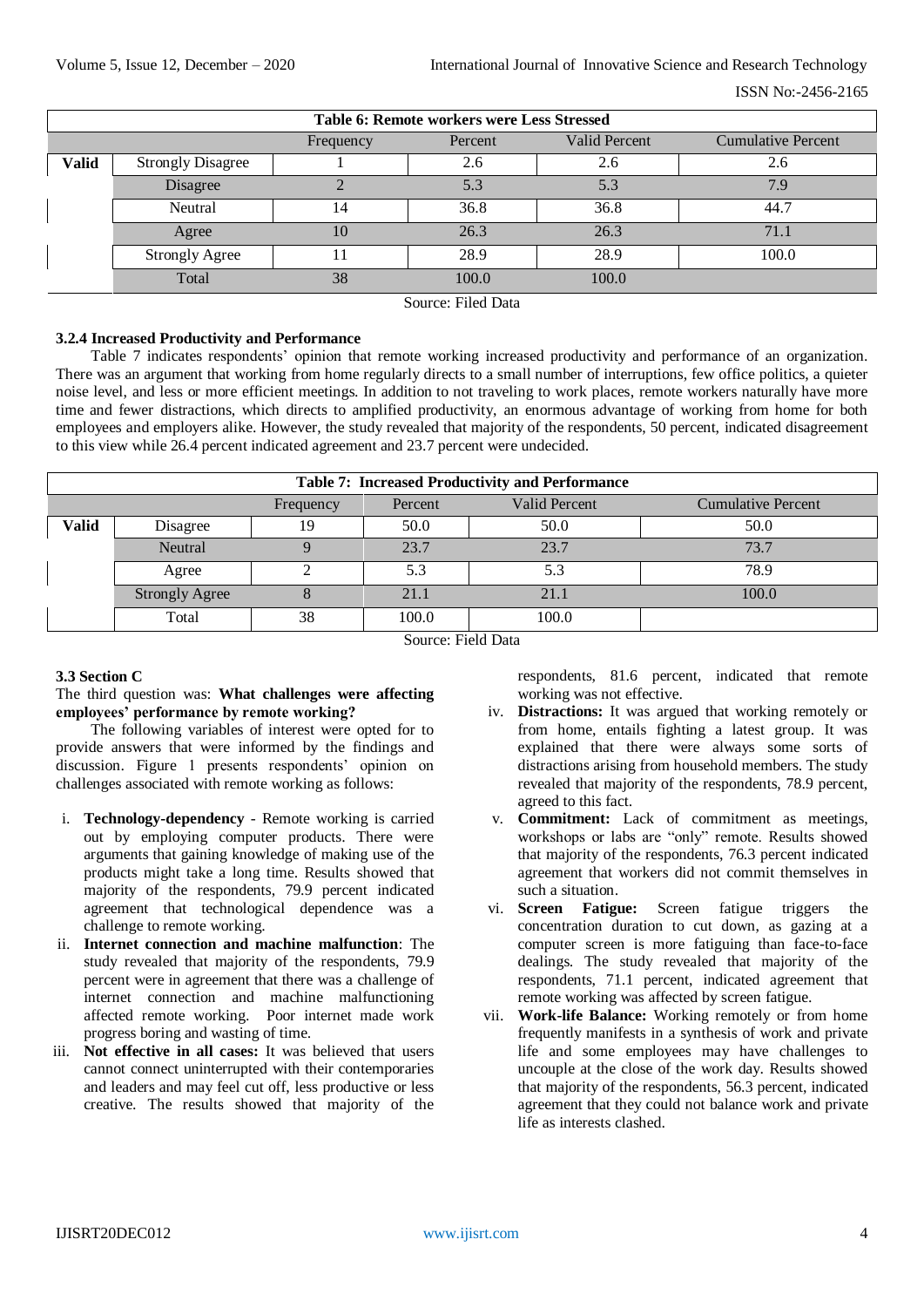| Table 6: Remote workers were Less Stressed | | | | | |
|---|---|---|---|---|---|
| | | Frequency | Percent | Valid Percent | Cumulative Percent |
| **Valid** | Strongly Disagree | 1 | 2.6 | 2.6 | 2.6 |
| | Disagree | 2 | 5.3 | 5.3 | 7.9 |
| | Neutral | 14 | 36.8 | 36.8 | 44.7 |
| | Agree | 10 | 26.3 | 26.3 | 71.1 |
| | Strongly Agree | 11 | 28.9 | 28.9 | 100.0 |
| | Total | 38 | 100.0 | 100.0 | |

Source: Filed Data

### 3.2.4 Increased Productivity and Performance

Table 7 indicates respondents' opinion that remote working increased productivity and performance of an organization. There was an argument that working from home regularly directs to a small number of interruptions, few office politics, a quieter noise level, and less or more efficient meetings. In addition to not traveling to work places, remote workers naturally have more time and fewer distractions, which directs to amplified productivity, an enormous advantage of working from home for both employees and employers alike. However, the study revealed that majority of the respondents, 50 percent, indicated disagreement to this view while 26.4 percent indicated agreement and 23.7 percent were undecided.

| Table 7: Increased Productivity and Performance | | | | | |
|---|---|---|---|---|---|
| | | Frequency | Percent | Valid Percent | Cumulative Percent |
| **Valid** | Disagree | 19 | 50.0 | 50.0 | 50.0 |
| | Neutral | 9 | 23.7 | 23.7 | 73.7 |
| | Agree | 2 | 5.3 | 5.3 | 78.9 |
| | Strongly Agree | 8 | 21.1 | 21.1 | 100.0 |
| | Total | 38 | 100.0 | 100.0 | |

Source: Field Data

### 3.3 Section C

The third question was: **What challenges were affecting employees' performance by remote working?**

The following variables of interest were opted for to provide answers that were informed by the findings and discussion. Figure 1 presents respondents' opinion on challenges associated with remote working as follows:

i. **Technology-dependency** - Remote working is carried out by employing computer products. There were arguments that gaining knowledge of making use of the products might take a long time. Results showed that majority of the respondents, 79.9 percent indicated agreement that technological dependence was a challenge to remote working.
ii. **Internet connection and machine malfunction**: The study revealed that majority of the respondents, 79.9 percent were in agreement that there was a challenge of internet connection and machine malfunctioning affected remote working. Poor internet made work progress boring and wasting of time.
iii. **Not effective in all cases:** It was believed that users cannot connect uninterrupted with their contemporaries and leaders and may feel cut off, less productive or less creative. The results showed that majority of the respondents, 81.6 percent, indicated that remote working was not effective.
iv. **Distractions:** It was argued that working remotely or from home, entails fighting a latest group. It was explained that there were always some sorts of distractions arising from household members. The study revealed that majority of the respondents, 78.9 percent, agreed to this fact.
v. **Commitment:** Lack of commitment as meetings, workshops or labs are "only" remote. Results showed that majority of the respondents, 76.3 percent indicated agreement that workers did not commit themselves in such a situation.
vi. **Screen Fatigue:** Screen fatigue triggers the concentration duration to cut down, as gazing at a computer screen is more fatiguing than face-to-face dealings. The study revealed that majority of the respondents, 71.1 percent, indicated agreement that remote working was affected by screen fatigue.
vii. **Work-life Balance:** Working remotely or from home frequently manifests in a synthesis of work and private life and some employees may have challenges to uncouple at the close of the work day. Results showed that majority of the respondents, 56.3 percent, indicated agreement that they could not balance work and private life as interests clashed.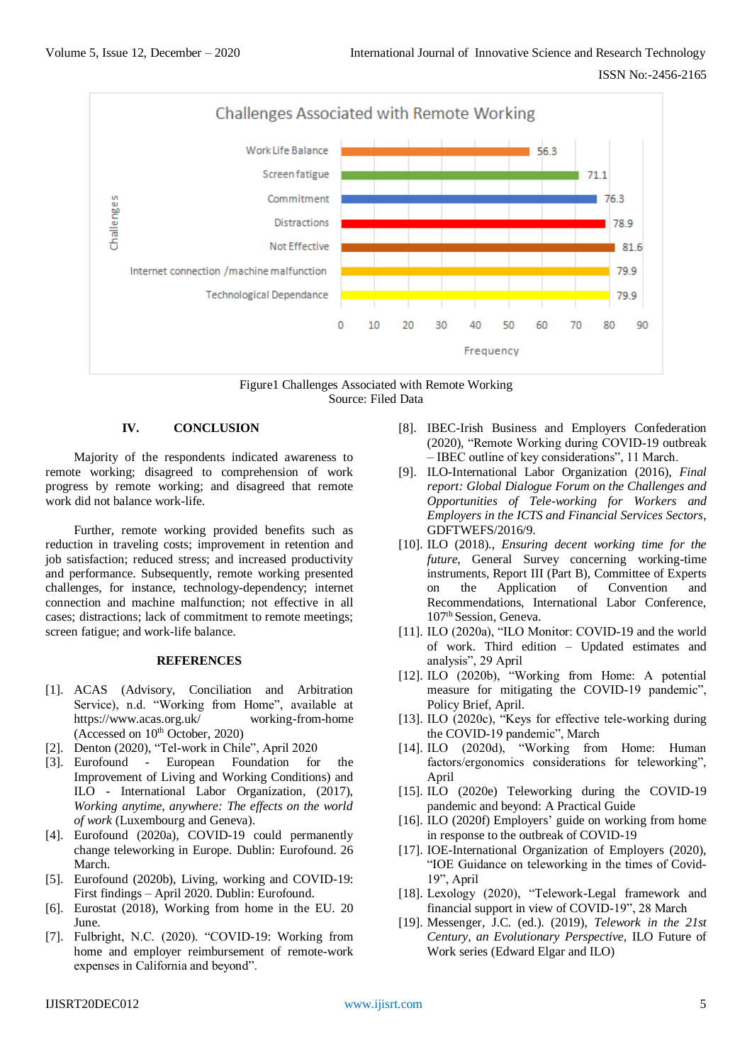Figure1 Challenges Associated with Remote Working
Source: Filed Data

## IV. CONCLUSION

Majority of the respondents indicated awareness to remote working; disagreed to comprehension of work progress by remote working; and disagreed that remote work did not balance work-life.

Further, remote working provided benefits such as reduction in traveling costs; improvement in retention and job satisfaction; reduced stress; and increased productivity and performance. Subsequently, remote working presented challenges, for instance, technology-dependency; internet connection and machine malfunction; not effective in all cases; distractions; lack of commitment to remote meetings; screen fatigue; and work-life balance.

## REFERENCES

[1]. ACAS (Advisory, Conciliation and Arbitration Service), n.d. "Working from Home", available at https://www.acas.org.uk/ working-from-home (Accessed on 10th October, 2020)
[2]. Denton (2020), "Tel-work in Chile", April 2020
[3]. Eurofound - European Foundation for the Improvement of Living and Working Conditions) and ILO - International Labor Organization, (2017), *Working anytime, anywhere: The effects on the world of work* (Luxembourg and Geneva).
[4]. Eurofound (2020a), COVID-19 could permanently change teleworking in Europe. Dublin: Eurofound. 26 March.
[5]. Eurofound (2020b), Living, working and COVID-19: First findings – April 2020. Dublin: Eurofound.
[6]. Eurostat (2018), Working from home in the EU. 20 June.
[7]. Fulbright, N.C. (2020). "COVID-19: Working from home and employer reimbursement of remote-work expenses in California and beyond".
[8]. IBEC-Irish Business and Employers Confederation (2020), "Remote Working during COVID-19 outbreak – IBEC outline of key considerations", 11 March.
[9]. ILO-International Labor Organization (2016), *Final report: Global Dialogue Forum on the Challenges and Opportunities of Tele-working for Workers and Employers in the ICTS and Financial Services Sectors*, GDFTWEFS/2016/9.
[10]. ILO (2018)., *Ensuring decent working time for the future*, General Survey concerning working-time instruments, Report III (Part B), Committee of Experts on the Application of Convention and Recommendations, International Labor Conference, 107th Session, Geneva.
[11]. ILO (2020a), "ILO Monitor: COVID-19 and the world of work. Third edition – Updated estimates and analysis", 29 April
[12]. ILO (2020b), "Working from Home: A potential measure for mitigating the COVID-19 pandemic", Policy Brief, April.
[13]. ILO (2020c), "Keys for effective tele-working during the COVID-19 pandemic", March
[14]. ILO (2020d), "Working from Home: Human factors/ergonomics considerations for teleworking", April
[15]. ILO (2020e) Teleworking during the COVID-19 pandemic and beyond: A Practical Guide
[16]. ILO (2020f) Employers' guide on working from home in response to the outbreak of COVID-19
[17]. IOE-International Organization of Employers (2020), "IOE Guidance on teleworking in the times of Covid-19", April
[18]. Lexology (2020), "Telework-Legal framework and financial support in view of COVID-19", 28 March
[19]. Messenger, J.C. (ed.). (2019), *Telework in the 21st Century, an Evolutionary Perspective*, ILO Future of Work series (Edward Elgar and ILO)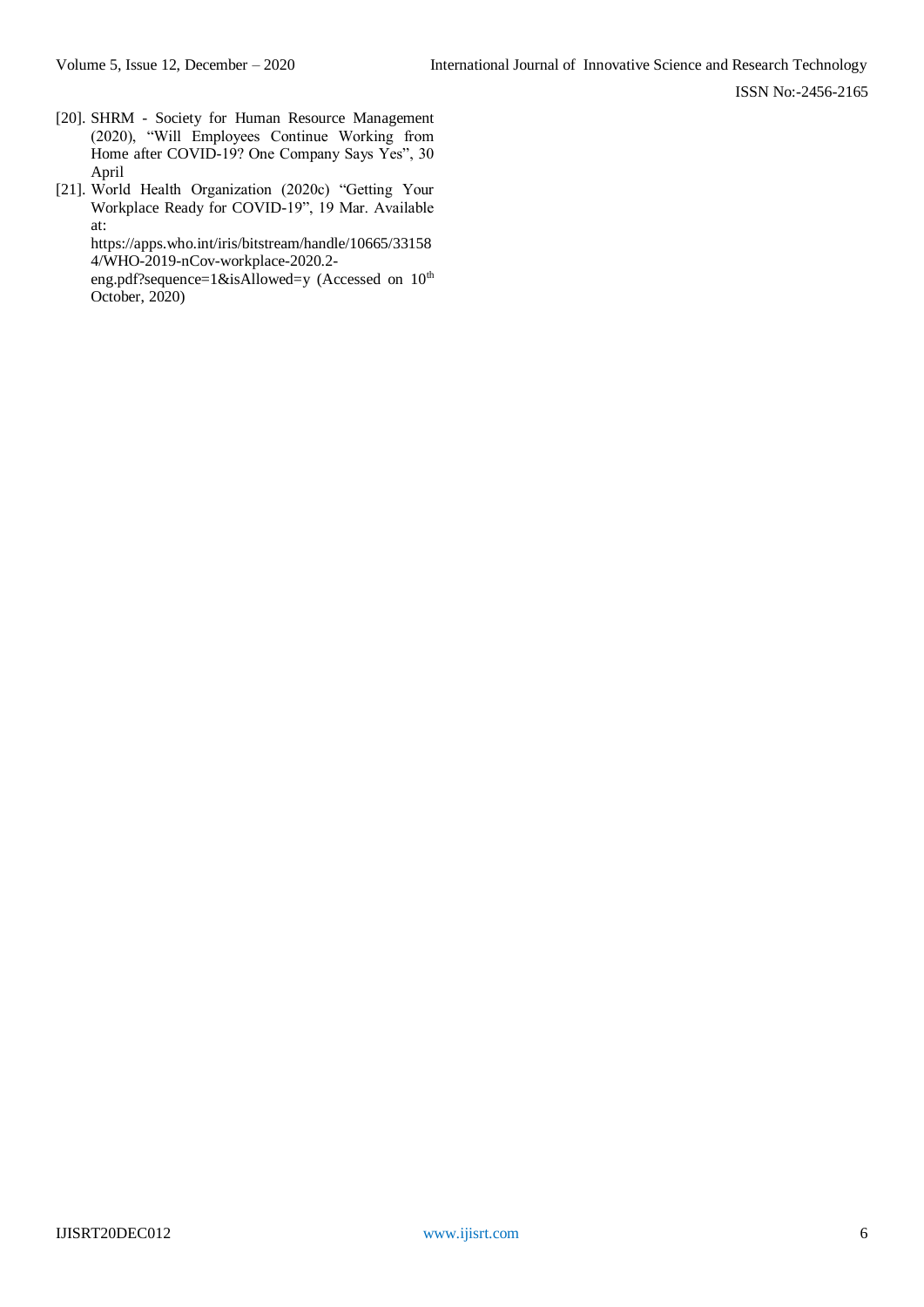[20]. SHRM - Society for Human Resource Management (2020), "Will Employees Continue Working from Home after COVID-19? One Company Says Yes", 30 April

[21]. World Health Organization (2020c) "Getting Your Workplace Ready for COVID-19", 19 Mar. Available at: https://apps.who.int/iris/bitstream/handle/10665/331584/WHO-2019-nCov-workplace-2020.2-eng.pdf?sequence=1&isAllowed=y (Accessed on 10th October, 2020)